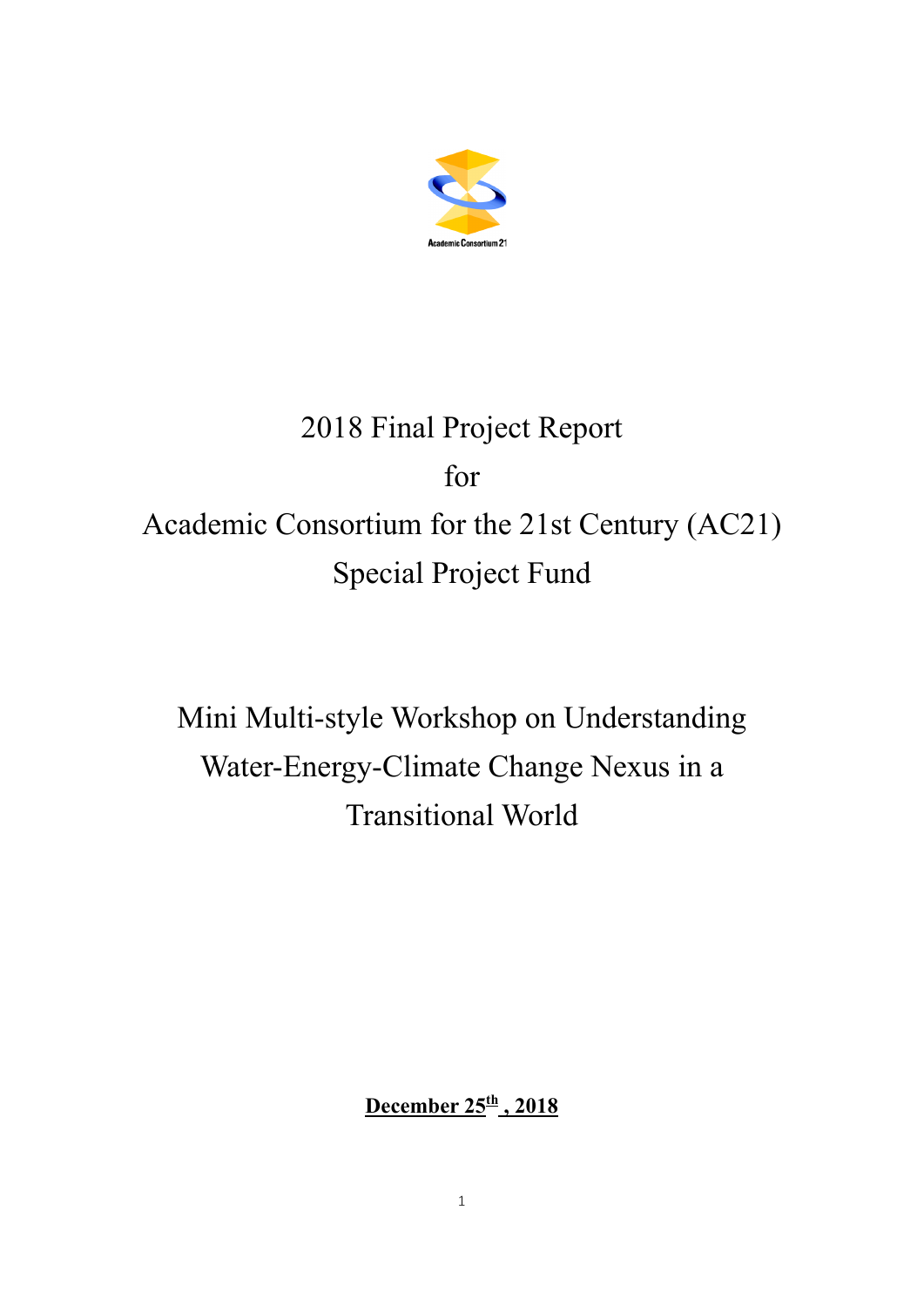Academic Consortium 21

# 2018 Final Project Report

# for

# Academic Consortium for the 21st Century (AC21) Special Project Fund

## Mini Multi-style Workshop on Understanding Water-Energy-Climate Change Nexus in a Transitional World

**December 25th , 2018**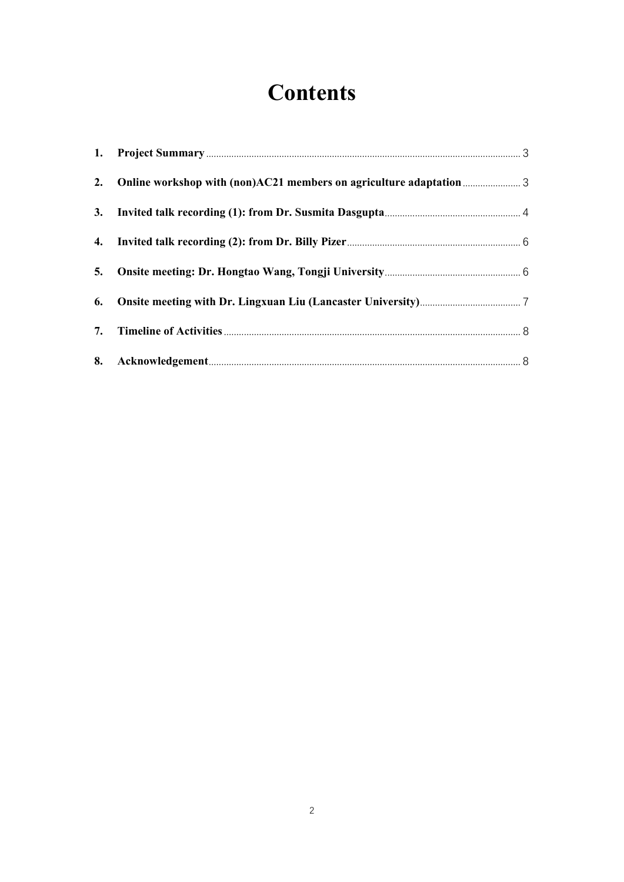# Contents

1. **Project Summary** ... 3
2. **Online workshop with (non)AC21 members on agriculture adaptation** ... 3
3. **Invited talk recording (1): from Dr. Susmita Dasgupta** ... 4
4. **Invited talk recording (2): from Dr. Billy Pizer** ... 6
5. **Onsite meeting: Dr. Hongtao Wang, Tongji University** ... 6
6. **Onsite meeting with Dr. Lingxuan Liu (Lancaster University)** ... 7
7. **Timeline of Activities** ... 8
8. **Acknowledgement** ... 8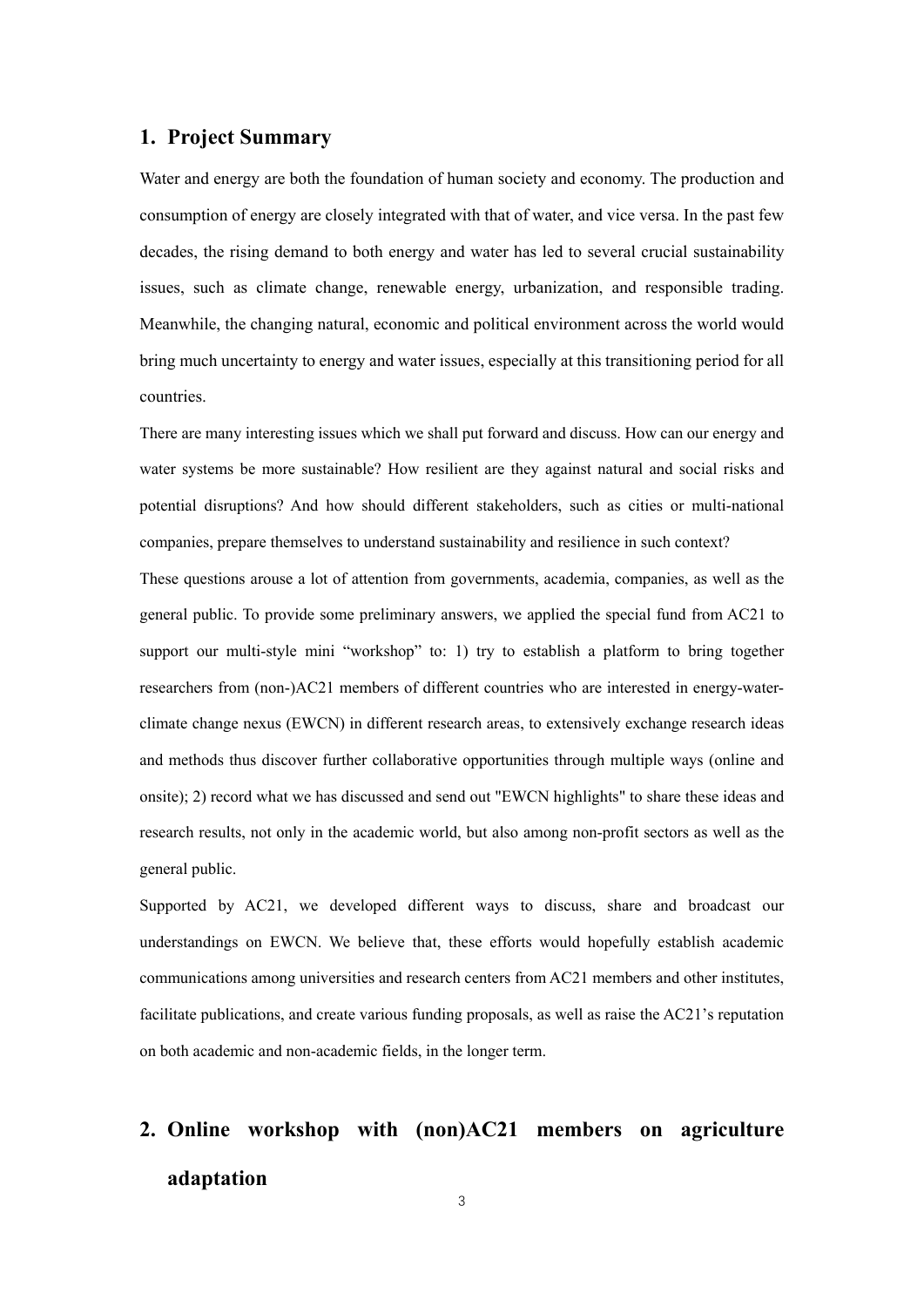## 1. Project Summary

Water and energy are both the foundation of human society and economy. The production and consumption of energy are closely integrated with that of water, and vice versa. In the past few decades, the rising demand to both energy and water has led to several crucial sustainability issues, such as climate change, renewable energy, urbanization, and responsible trading. Meanwhile, the changing natural, economic and political environment across the world would bring much uncertainty to energy and water issues, especially at this transitioning period for all countries.

There are many interesting issues which we shall put forward and discuss. How can our energy and water systems be more sustainable? How resilient are they against natural and social risks and potential disruptions? And how should different stakeholders, such as cities or multi-national companies, prepare themselves to understand sustainability and resilience in such context?

These questions arouse a lot of attention from governments, academia, companies, as well as the general public. To provide some preliminary answers, we applied the special fund from AC21 to support our multi-style mini "workshop" to: 1) try to establish a platform to bring together researchers from (non-)AC21 members of different countries who are interested in energy-water-climate change nexus (EWCN) in different research areas, to extensively exchange research ideas and methods thus discover further collaborative opportunities through multiple ways (online and onsite); 2) record what we has discussed and send out "EWCN highlights" to share these ideas and research results, not only in the academic world, but also among non-profit sectors as well as the general public.

Supported by AC21, we developed different ways to discuss, share and broadcast our understandings on EWCN. We believe that, these efforts would hopefully establish academic communications among universities and research centers from AC21 members and other institutes, facilitate publications, and create various funding proposals, as well as raise the AC21's reputation on both academic and non-academic fields, in the longer term.

## 2. Online workshop with (non)AC21 members on agriculture adaptation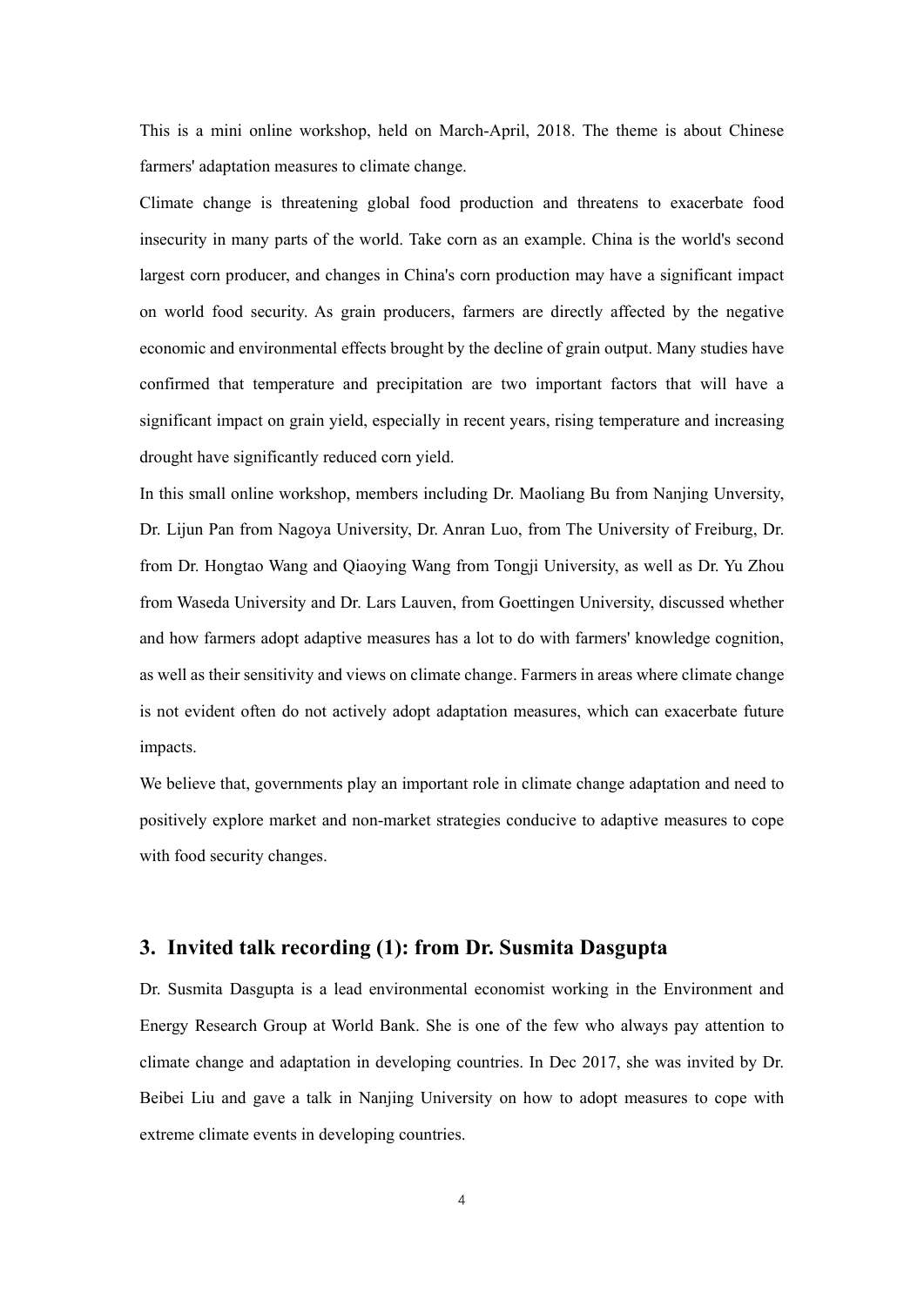This is a mini online workshop, held on March-April, 2018. The theme is about Chinese farmers' adaptation measures to climate change.

Climate change is threatening global food production and threatens to exacerbate food insecurity in many parts of the world. Take corn as an example. China is the world's second largest corn producer, and changes in China's corn production may have a significant impact on world food security. As grain producers, farmers are directly affected by the negative economic and environmental effects brought by the decline of grain output. Many studies have confirmed that temperature and precipitation are two important factors that will have a significant impact on grain yield, especially in recent years, rising temperature and increasing drought have significantly reduced corn yield.

In this small online workshop, members including Dr. Maoliang Bu from Nanjing Unversity, Dr. Lijun Pan from Nagoya University, Dr. Anran Luo, from The University of Freiburg, Dr. from Dr. Hongtao Wang and Qiaoying Wang from Tongji University, as well as Dr. Yu Zhou from Waseda University and Dr. Lars Lauven, from Goettingen University, discussed whether and how farmers adopt adaptive measures has a lot to do with farmers' knowledge cognition, as well as their sensitivity and views on climate change. Farmers in areas where climate change is not evident often do not actively adopt adaptation measures, which can exacerbate future impacts.

We believe that, governments play an important role in climate change adaptation and need to positively explore market and non-market strategies conducive to adaptive measures to cope with food security changes.

## 3. Invited talk recording (1): from Dr. Susmita Dasgupta

Dr. Susmita Dasgupta is a lead environmental economist working in the Environment and Energy Research Group at World Bank. She is one of the few who always pay attention to climate change and adaptation in developing countries. In Dec 2017, she was invited by Dr. Beibei Liu and gave a talk in Nanjing University on how to adopt measures to cope with extreme climate events in developing countries.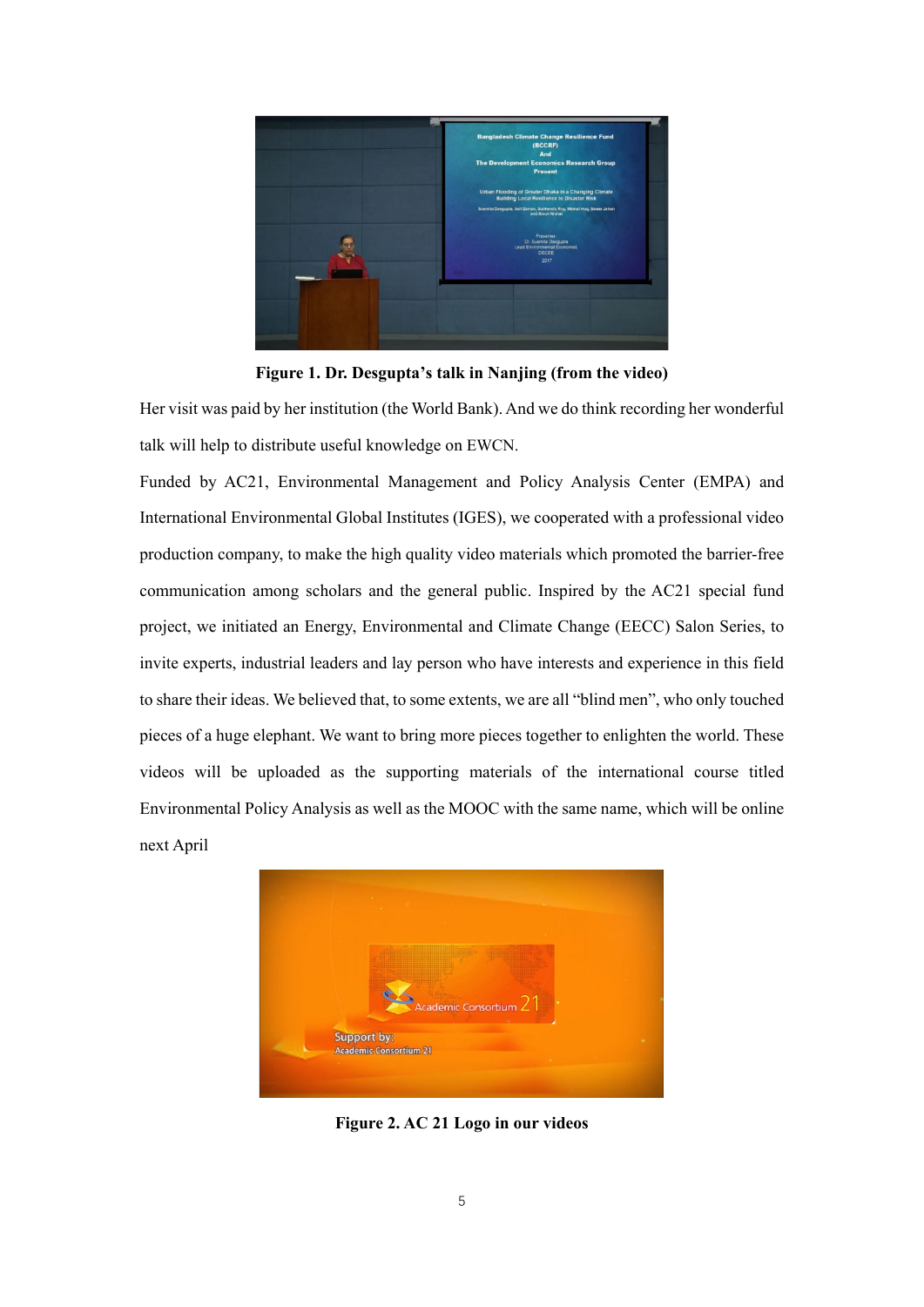**Figure 1. Dr. Desgupta's talk in Nanjing (from the video)**

Her visit was paid by her institution (the World Bank). And we do think recording her wonderful talk will help to distribute useful knowledge on EWCN.

Funded by AC21, Environmental Management and Policy Analysis Center (EMPA) and International Environmental Global Institutes (IGES), we cooperated with a professional video production company, to make the high quality video materials which promoted the barrier-free communication among scholars and the general public. Inspired by the AC21 special fund project, we initiated an Energy, Environmental and Climate Change (EECC) Salon Series, to invite experts, industrial leaders and lay person who have interests and experience in this field to share their ideas. We believed that, to some extents, we are all "blind men", who only touched pieces of a huge elephant. We want to bring more pieces together to enlighten the world. These videos will be uploaded as the supporting materials of the international course titled Environmental Policy Analysis as well as the MOOC with the same name, which will be online next April

**Figure 2. AC 21 Logo in our videos**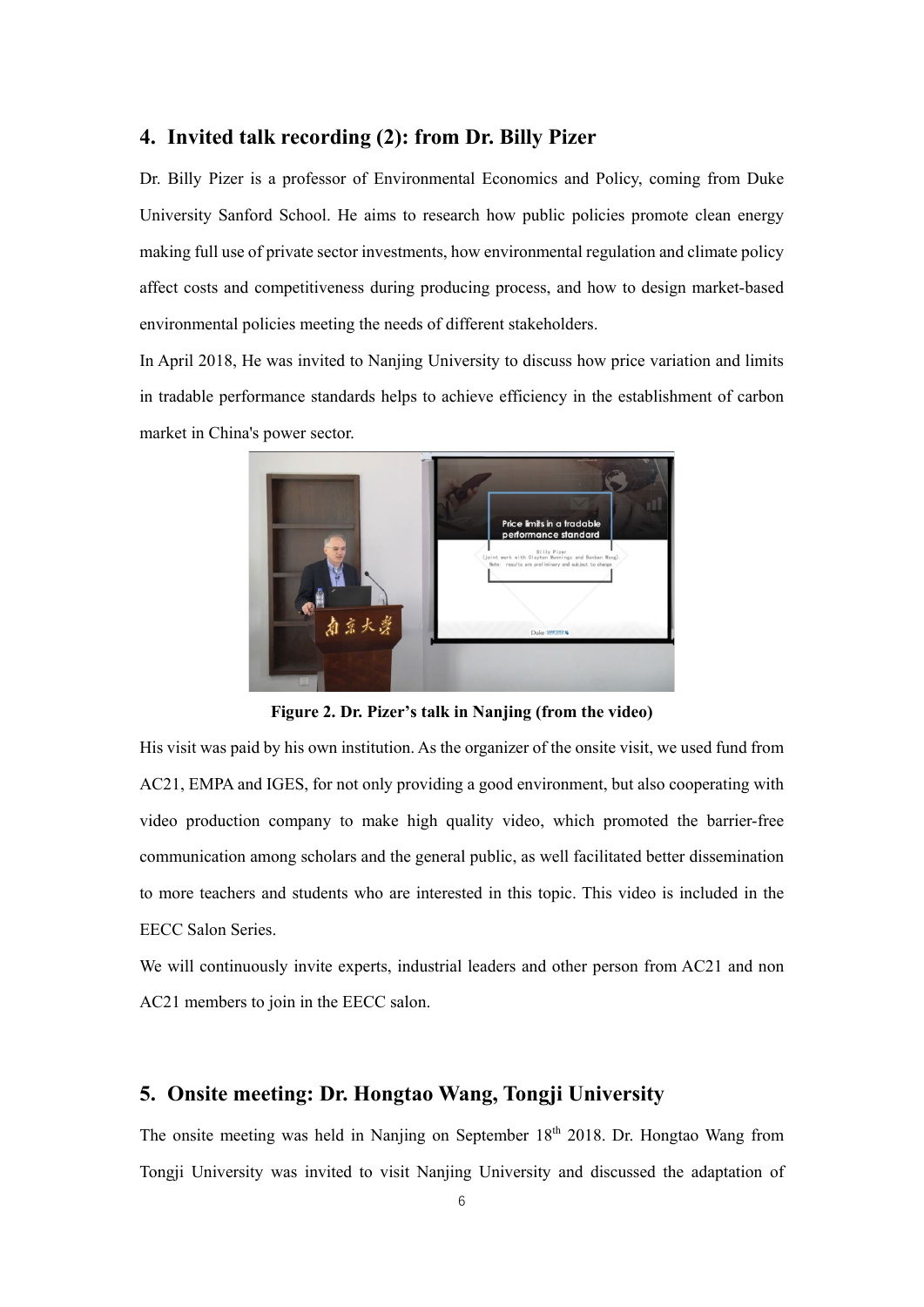## 4. Invited talk recording (2): from Dr. Billy Pizer

Dr. Billy Pizer is a professor of Environmental Economics and Policy, coming from Duke University Sanford School. He aims to research how public policies promote clean energy making full use of private sector investments, how environmental regulation and climate policy affect costs and competitiveness during producing process, and how to design market-based environmental policies meeting the needs of different stakeholders.

In April 2018, He was invited to Nanjing University to discuss how price variation and limits in tradable performance standards helps to achieve efficiency in the establishment of carbon market in China's power sector.

**Figure 2. Dr. Pizer's talk in Nanjing (from the video)**

His visit was paid by his own institution. As the organizer of the onsite visit, we used fund from AC21, EMPA and IGES, for not only providing a good environment, but also cooperating with video production company to make high quality video, which promoted the barrier-free communication among scholars and the general public, as well facilitated better dissemination to more teachers and students who are interested in this topic. This video is included in the EECC Salon Series.

We will continuously invite experts, industrial leaders and other person from AC21 and non AC21 members to join in the EECC salon.

## 5. Onsite meeting: Dr. Hongtao Wang, Tongji University

The onsite meeting was held in Nanjing on September 18th 2018. Dr. Hongtao Wang from Tongji University was invited to visit Nanjing University and discussed the adaptation of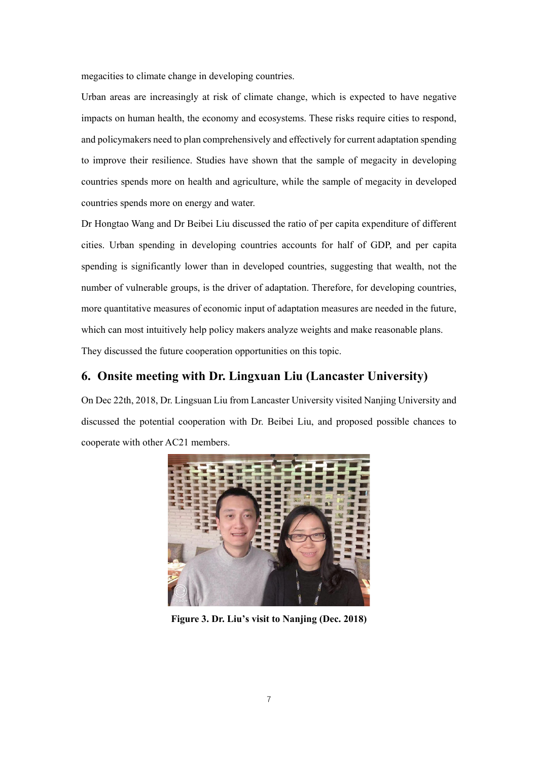megacities to climate change in developing countries.

Urban areas are increasingly at risk of climate change, which is expected to have negative impacts on human health, the economy and ecosystems. These risks require cities to respond, and policymakers need to plan comprehensively and effectively for current adaptation spending to improve their resilience. Studies have shown that the sample of megacity in developing countries spends more on health and agriculture, while the sample of megacity in developed countries spends more on energy and water.

Dr Hongtao Wang and Dr Beibei Liu discussed the ratio of per capita expenditure of different cities. Urban spending in developing countries accounts for half of GDP, and per capita spending is significantly lower than in developed countries, suggesting that wealth, not the number of vulnerable groups, is the driver of adaptation. Therefore, for developing countries, more quantitative measures of economic input of adaptation measures are needed in the future, which can most intuitively help policy makers analyze weights and make reasonable plans.

They discussed the future cooperation opportunities on this topic.

## 6. Onsite meeting with Dr. Lingxuan Liu (Lancaster University)

On Dec 22th, 2018, Dr. Lingsuan Liu from Lancaster University visited Nanjing University and discussed the potential cooperation with Dr. Beibei Liu, and proposed possible chances to cooperate with other AC21 members.

**Figure 3. Dr. Liu's visit to Nanjing (Dec. 2018)**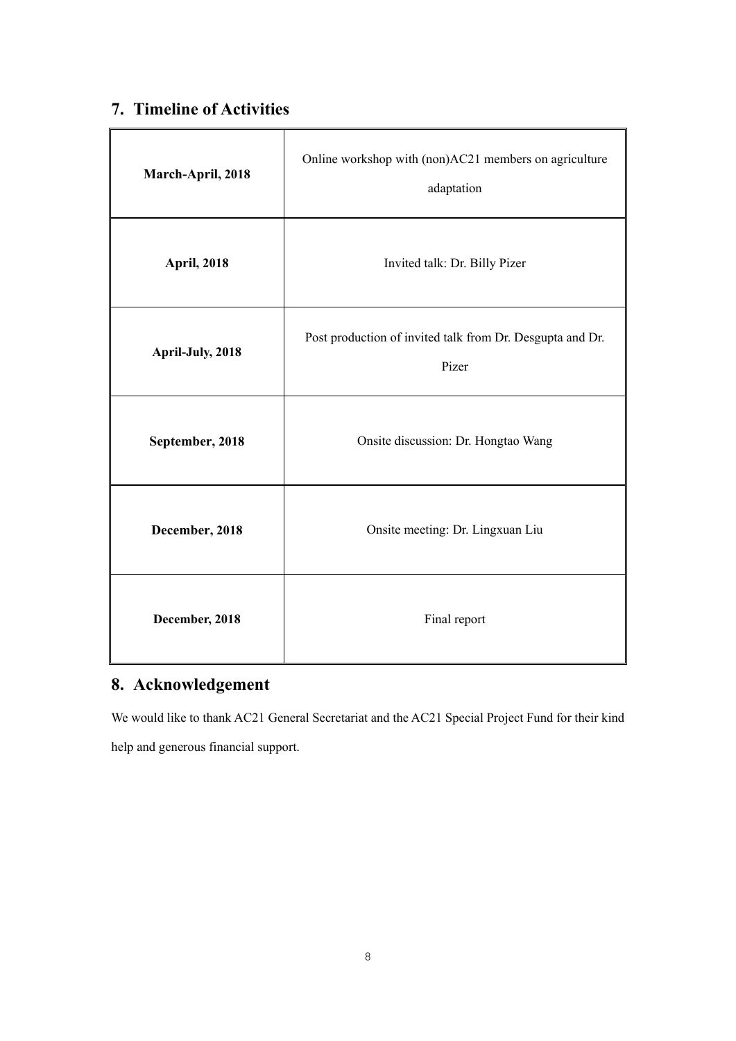## 7. Timeline of Activities

| | |
|---|---|
| **March-April, 2018** | Online workshop with (non)AC21 members on agriculture adaptation |
| **April, 2018** | Invited talk: Dr. Billy Pizer |
| **April-July, 2018** | Post production of invited talk from Dr. Desgupta and Dr. Pizer |
| **September, 2018** | Onsite discussion: Dr. Hongtao Wang |
| **December, 2018** | Onsite meeting: Dr. Lingxuan Liu |
| **December, 2018** | Final report |

## 8. Acknowledgement

We would like to thank AC21 General Secretariat and the AC21 Special Project Fund for their kind help and generous financial support.